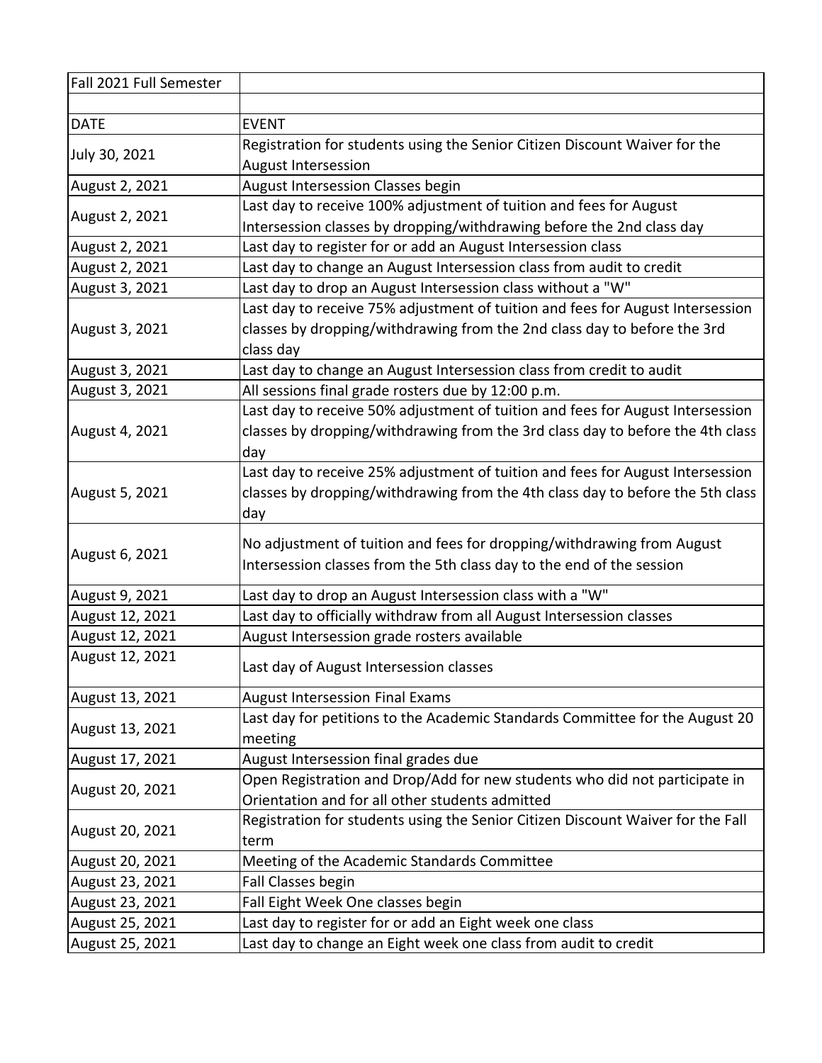| Fall 2021 Full Semester | |
|---|---|
| | |
| DATE | EVENT |
| July 30, 2021 | Registration for students using the Senior Citizen Discount Waiver for the August Intersession |
| August 2, 2021 | August Intersession Classes begin |
| August 2, 2021 | Last day to receive 100% adjustment of tuition and fees for August Intersession classes by dropping/withdrawing before the 2nd class day |
| August 2, 2021 | Last day to register for or add an August Intersession class |
| August 2, 2021 | Last day to change an August Intersession class from audit to credit |
| August 3, 2021 | Last day to drop an August Intersession class without a "W" |
| August 3, 2021 | Last day to receive 75% adjustment of tuition and fees for August Intersession classes by dropping/withdrawing from the 2nd class day to before the 3rd class day |
| August 3, 2021 | Last day to change an August Intersession class from credit to audit |
| August 3, 2021 | All sessions final grade rosters due by 12:00 p.m. |
| August 4, 2021 | Last day to receive 50% adjustment of tuition and fees for August Intersession classes by dropping/withdrawing from the 3rd class day to before the 4th class day |
| August 5, 2021 | Last day to receive 25% adjustment of tuition and fees for August Intersession classes by dropping/withdrawing from the 4th class day to before the 5th class day |
| August 6, 2021 | No adjustment of tuition and fees for dropping/withdrawing from August Intersession classes from the 5th class day to the end of the session |
| August 9, 2021 | Last day to drop an August Intersession class with a "W" |
| August 12, 2021 | Last day to officially withdraw from all August Intersession classes |
| August 12, 2021 | August Intersession grade rosters available |
| August 12, 2021 | Last day of August Intersession classes |
| August 13, 2021 | August Intersession Final Exams |
| August 13, 2021 | Last day for petitions to the Academic Standards Committee for the August 20 meeting |
| August 17, 2021 | August Intersession final grades due |
| August 20, 2021 | Open Registration and Drop/Add for new students who did not participate in Orientation and for all other students admitted |
| August 20, 2021 | Registration for students using the Senior Citizen Discount Waiver for the Fall term |
| August 20, 2021 | Meeting of the Academic Standards Committee |
| August 23, 2021 | Fall Classes begin |
| August 23, 2021 | Fall Eight Week One classes begin |
| August 25, 2021 | Last day to register for or add an Eight week one class |
| August 25, 2021 | Last day to change an Eight week one class from audit to credit |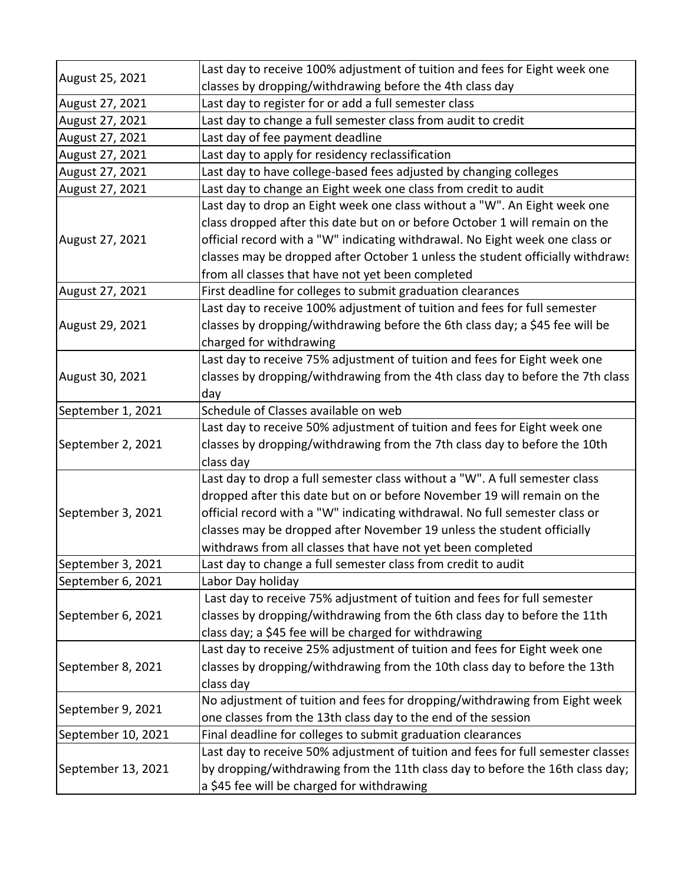| | |
|---|---|
| August 25, 2021 | Last day to receive 100% adjustment of tuition and fees for Eight week one classes by dropping/withdrawing before the 4th class day |
| August 27, 2021 | Last day to register for or add a full semester class |
| August 27, 2021 | Last day to change a full semester class from audit to credit |
| August 27, 2021 | Last day of fee payment deadline |
| August 27, 2021 | Last day to apply for residency reclassification |
| August 27, 2021 | Last day to have college-based fees adjusted by changing colleges |
| August 27, 2021 | Last day to change an Eight week one class from credit to audit |
| August 27, 2021 | Last day to drop an Eight week one class without a "W". An Eight week one class dropped after this date but on or before October 1 will remain on the official record with a "W" indicating withdrawal. No Eight week one class or classes may be dropped after October 1 unless the student officially withdraws from all classes that have not yet been completed |
| August 27, 2021 | First deadline for colleges to submit graduation clearances |
| August 29, 2021 | Last day to receive 100% adjustment of tuition and fees for full semester classes by dropping/withdrawing before the 6th class day; a $45 fee will be charged for withdrawing |
| August 30, 2021 | Last day to receive 75% adjustment of tuition and fees for Eight week one classes by dropping/withdrawing from the 4th class day to before the 7th class day |
| September 1, 2021 | Schedule of Classes available on web |
| September 2, 2021 | Last day to receive 50% adjustment of tuition and fees for Eight week one classes by dropping/withdrawing from the 7th class day to before the 10th class day |
| September 3, 2021 | Last day to drop a full semester class without a "W". A full semester class dropped after this date but on or before November 19 will remain on the official record with a "W" indicating withdrawal. No full semester class or classes may be dropped after November 19 unless the student officially withdraws from all classes that have not yet been completed |
| September 3, 2021 | Last day to change a full semester class from credit to audit |
| September 6, 2021 | Labor Day holiday |
| September 6, 2021 | Last day to receive 75% adjustment of tuition and fees for full semester classes by dropping/withdrawing from the 6th class day to before the 11th class day; a $45 fee will be charged for withdrawing |
| September 8, 2021 | Last day to receive 25% adjustment of tuition and fees for Eight week one classes by dropping/withdrawing from the 10th class day to before the 13th class day |
| September 9, 2021 | No adjustment of tuition and fees for dropping/withdrawing from Eight week one classes from the 13th class day to the end of the session |
| September 10, 2021 | Final deadline for colleges to submit graduation clearances |
| September 13, 2021 | Last day to receive 50% adjustment of tuition and fees for full semester classes by dropping/withdrawing from the 11th class day to before the 16th class day; a $45 fee will be charged for withdrawing |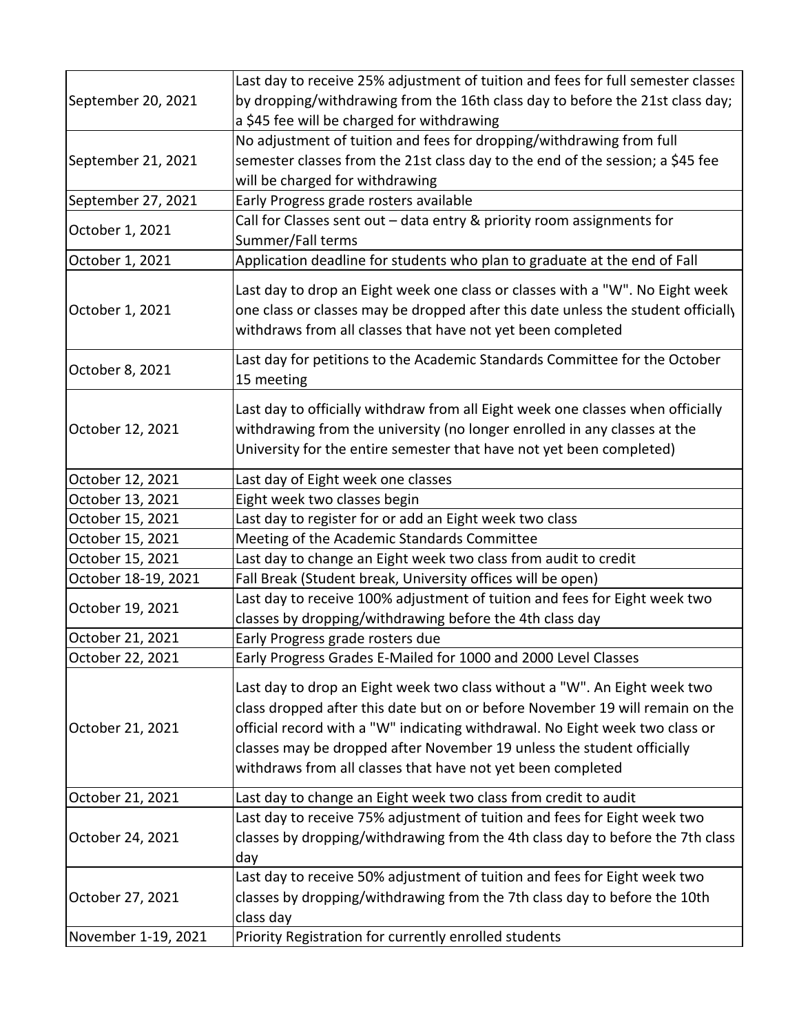| | |
|---|---|
| September 20, 2021 | Last day to receive 25% adjustment of tuition and fees for full semester classes by dropping/withdrawing from the 16th class day to before the 21st class day; a $45 fee will be charged for withdrawing |
| September 21, 2021 | No adjustment of tuition and fees for dropping/withdrawing from full semester classes from the 21st class day to the end of the session; a $45 fee will be charged for withdrawing |
| September 27, 2021 | Early Progress grade rosters available |
| October 1, 2021 | Call for Classes sent out – data entry & priority room assignments for Summer/Fall terms |
| October 1, 2021 | Application deadline for students who plan to graduate at the end of Fall |
| October 1, 2021 | Last day to drop an Eight week one class or classes with a "W". No Eight week one class or classes may be dropped after this date unless the student officially withdraws from all classes that have not yet been completed |
| October 8, 2021 | Last day for petitions to the Academic Standards Committee for the October 15 meeting |
| October 12, 2021 | Last day to officially withdraw from all Eight week one classes when officially withdrawing from the university (no longer enrolled in any classes at the University for the entire semester that have not yet been completed) |
| October 12, 2021 | Last day of Eight week one classes |
| October 13, 2021 | Eight week two classes begin |
| October 15, 2021 | Last day to register for or add an Eight week two class |
| October 15, 2021 | Meeting of the Academic Standards Committee |
| October 15, 2021 | Last day to change an Eight week two class from audit to credit |
| October 18-19, 2021 | Fall Break (Student break, University offices will be open) |
| October 19, 2021 | Last day to receive 100% adjustment of tuition and fees for Eight week two classes by dropping/withdrawing before the 4th class day |
| October 21, 2021 | Early Progress grade rosters due |
| October 22, 2021 | Early Progress Grades E-Mailed for 1000 and 2000 Level Classes |
| October 21, 2021 | Last day to drop an Eight week two class without a "W". An Eight week two class dropped after this date but on or before November 19 will remain on the official record with a "W" indicating withdrawal. No Eight week two class or classes may be dropped after November 19 unless the student officially withdraws from all classes that have not yet been completed |
| October 21, 2021 | Last day to change an Eight week two class from credit to audit |
| October 24, 2021 | Last day to receive 75% adjustment of tuition and fees for Eight week two classes by dropping/withdrawing from the 4th class day to before the 7th class day |
| October 27, 2021 | Last day to receive 50% adjustment of tuition and fees for Eight week two classes by dropping/withdrawing from the 7th class day to before the 10th class day |
| November 1-19, 2021 | Priority Registration for currently enrolled students |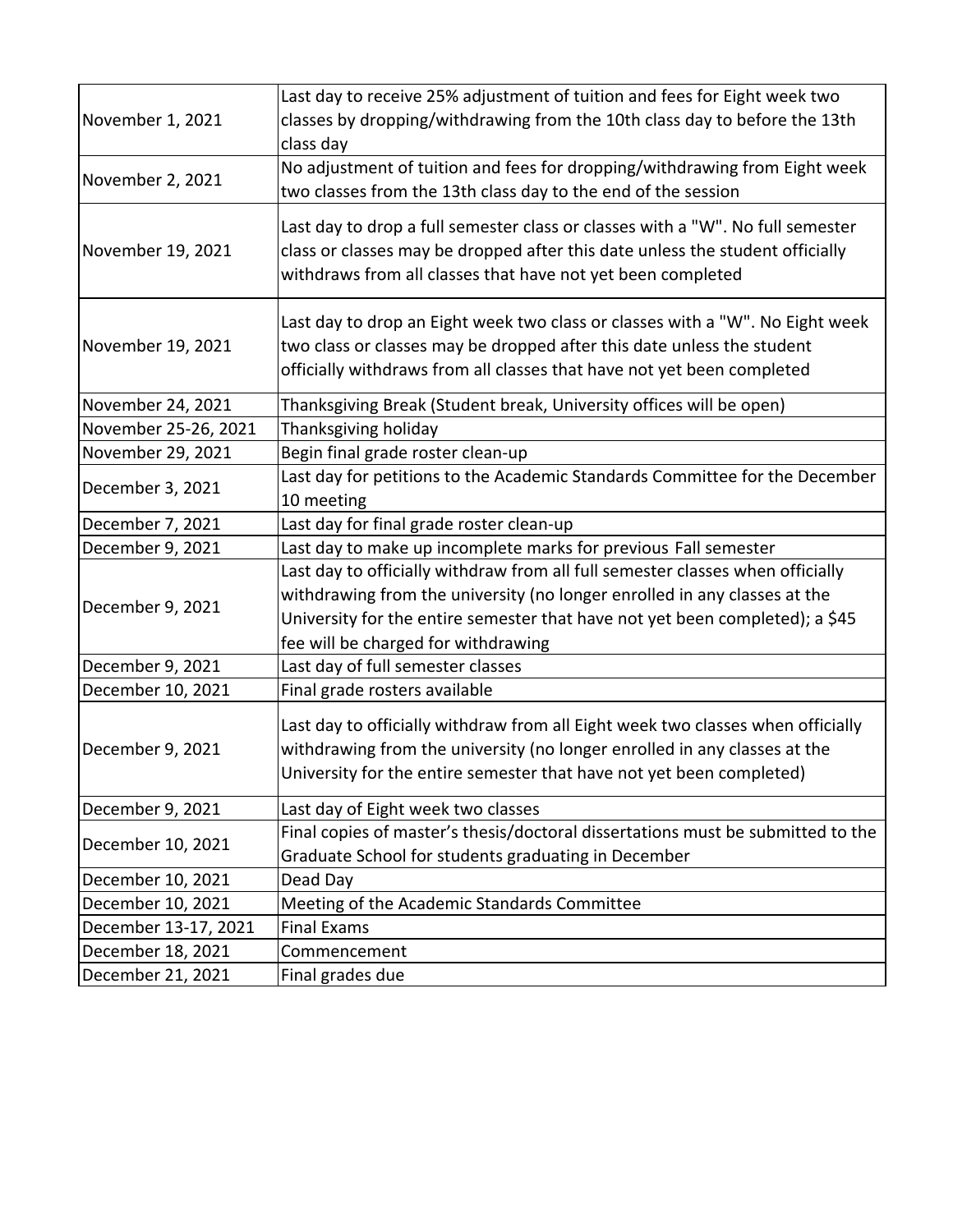| | |
|---|---|
| November 1, 2021 | Last day to receive 25% adjustment of tuition and fees for Eight week two classes by dropping/withdrawing from the 10th class day to before the 13th class day |
| November 2, 2021 | No adjustment of tuition and fees for dropping/withdrawing from Eight week two classes from the 13th class day to the end of the session |
| November 19, 2021 | Last day to drop a full semester class or classes with a "W". No full semester class or classes may be dropped after this date unless the student officially withdraws from all classes that have not yet been completed |
| November 19, 2021 | Last day to drop an Eight week two class or classes with a "W". No Eight week two class or classes may be dropped after this date unless the student officially withdraws from all classes that have not yet been completed |
| November 24, 2021 | Thanksgiving Break (Student break, University offices will be open) |
| November 25-26, 2021 | Thanksgiving holiday |
| November 29, 2021 | Begin final grade roster clean-up |
| December 3, 2021 | Last day for petitions to the Academic Standards Committee for the December 10 meeting |
| December 7, 2021 | Last day for final grade roster clean-up |
| December 9, 2021 | Last day to make up incomplete marks for previous Fall semester |
| December 9, 2021 | Last day to officially withdraw from all full semester classes when officially withdrawing from the university (no longer enrolled in any classes at the University for the entire semester that have not yet been completed); a $45 fee will be charged for withdrawing |
| December 9, 2021 | Last day of full semester classes |
| December 10, 2021 | Final grade rosters available |
| December 9, 2021 | Last day to officially withdraw from all Eight week two classes when officially withdrawing from the university (no longer enrolled in any classes at the University for the entire semester that have not yet been completed) |
| December 9, 2021 | Last day of Eight week two classes |
| December 10, 2021 | Final copies of master's thesis/doctoral dissertations must be submitted to the Graduate School for students graduating in December |
| December 10, 2021 | Dead Day |
| December 10, 2021 | Meeting of the Academic Standards Committee |
| December 13-17, 2021 | Final Exams |
| December 18, 2021 | Commencement |
| December 21, 2021 | Final grades due |